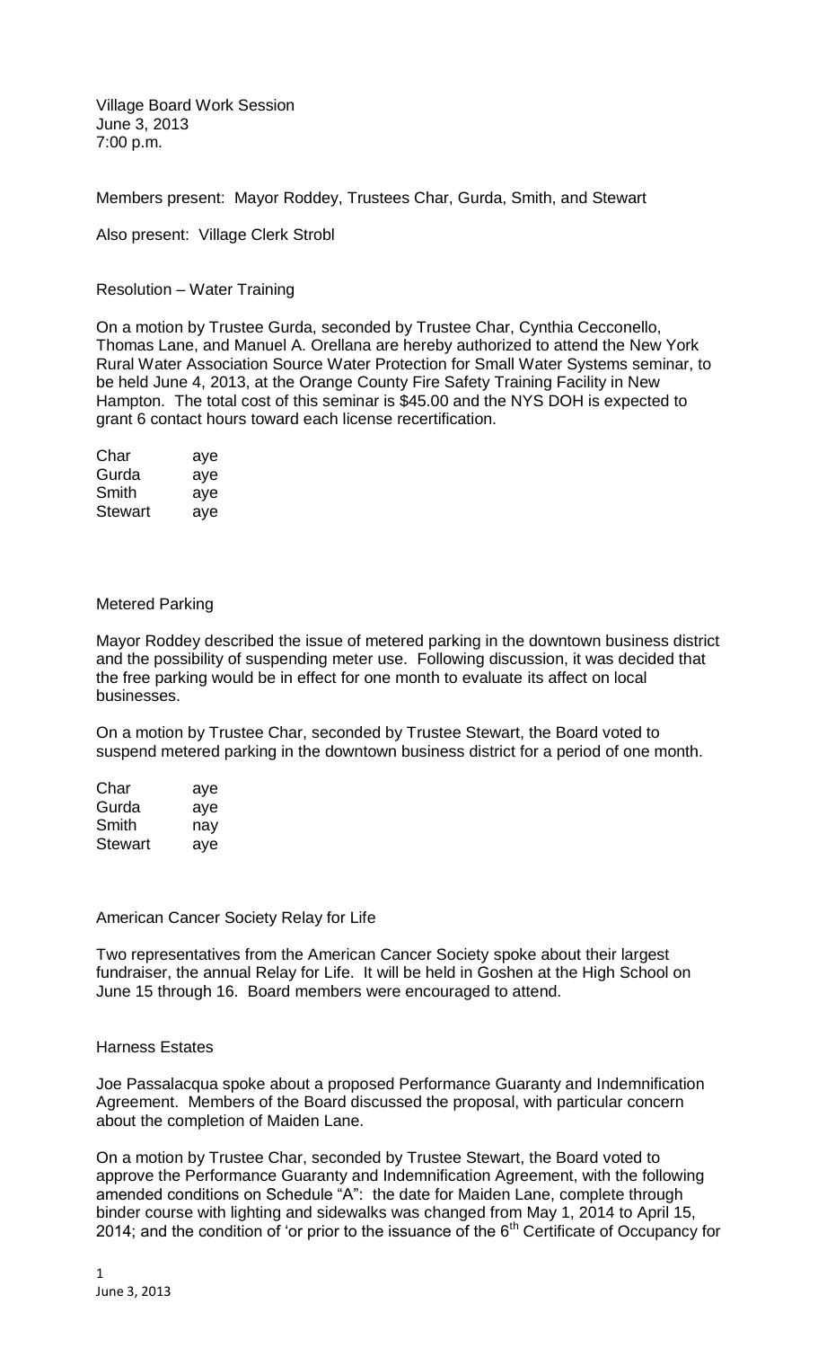Village Board Work Session
June 3, 2013
7:00 p.m.

Members present: Mayor Roddey, Trustees Char, Gurda, Smith, and Stewart

Also present: Village Clerk Strobl

Resolution – Water Training

On a motion by Trustee Gurda, seconded by Trustee Char, Cynthia Cecconello, Thomas Lane, and Manuel A. Orellana are hereby authorized to attend the New York Rural Water Association Source Water Protection for Small Water Systems seminar, to be held June 4, 2013, at the Orange County Fire Safety Training Facility in New Hampton. The total cost of this seminar is $45.00 and the NYS DOH is expected to grant 6 contact hours toward each license recertification.

| | |
|---|---|
| Char | aye |
| Gurda | aye |
| Smith | aye |
| Stewart | aye |

Metered Parking

Mayor Roddey described the issue of metered parking in the downtown business district and the possibility of suspending meter use. Following discussion, it was decided that the free parking would be in effect for one month to evaluate its affect on local businesses.

On a motion by Trustee Char, seconded by Trustee Stewart, the Board voted to suspend metered parking in the downtown business district for a period of one month.

| | |
|---|---|
| Char | aye |
| Gurda | aye |
| Smith | nay |
| Stewart | aye |

American Cancer Society Relay for Life

Two representatives from the American Cancer Society spoke about their largest fundraiser, the annual Relay for Life. It will be held in Goshen at the High School on June 15 through 16. Board members were encouraged to attend.

Harness Estates

Joe Passalacqua spoke about a proposed Performance Guaranty and Indemnification Agreement. Members of the Board discussed the proposal, with particular concern about the completion of Maiden Lane.

On a motion by Trustee Char, seconded by Trustee Stewart, the Board voted to approve the Performance Guaranty and Indemnification Agreement, with the following amended conditions on Schedule "A": the date for Maiden Lane, complete through binder course with lighting and sidewalks was changed from May 1, 2014 to April 15, 2014; and the condition of 'or prior to the issuance of the 6th Certificate of Occupancy for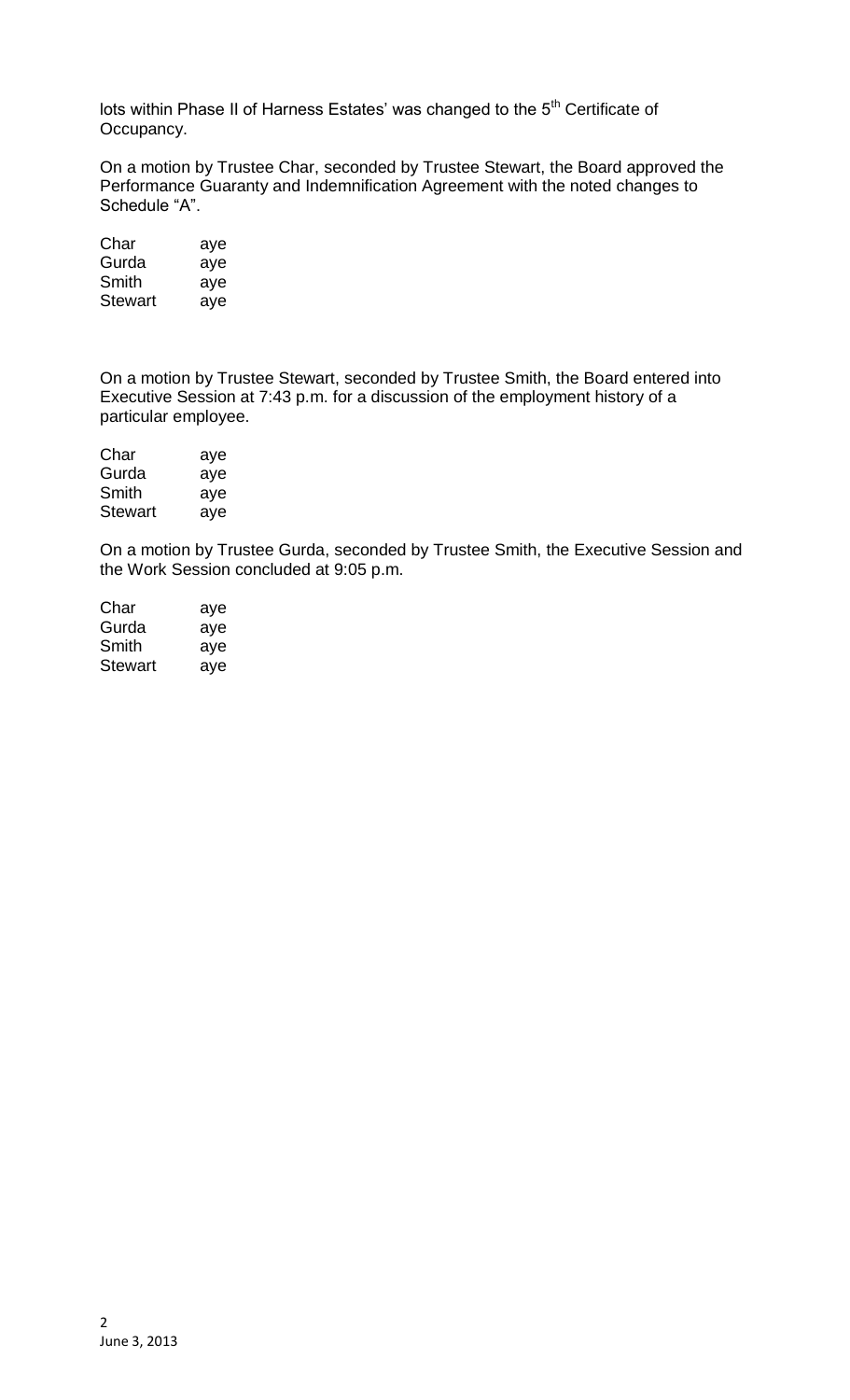lots within Phase II of Harness Estates' was changed to the 5th Certificate of Occupancy.

On a motion by Trustee Char, seconded by Trustee Stewart, the Board approved the Performance Guaranty and Indemnification Agreement with the noted changes to Schedule "A".

| | |
|---|---|
| Char | aye |
| Gurda | aye |
| Smith | aye |
| Stewart | aye |

On a motion by Trustee Stewart, seconded by Trustee Smith, the Board entered into Executive Session at 7:43 p.m. for a discussion of the employment history of a particular employee.

| | |
|---|---|
| Char | aye |
| Gurda | aye |
| Smith | aye |
| Stewart | aye |

On a motion by Trustee Gurda, seconded by Trustee Smith, the Executive Session and the Work Session concluded at 9:05 p.m.

| | |
|---|---|
| Char | aye |
| Gurda | aye |
| Smith | aye |
| Stewart | aye |